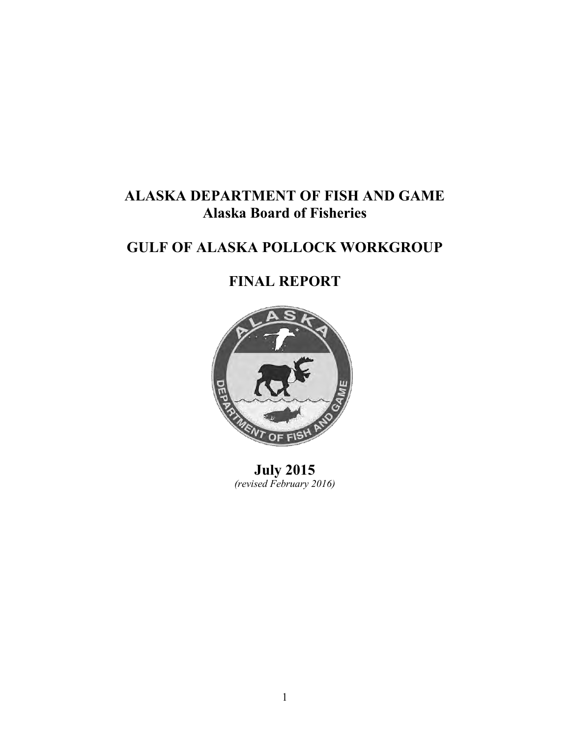# ALASKA DEPARTMENT OF FISH AND GAME
## Alaska Board of Fisheries

# GULF OF ALASKA POLLOCK WORKGROUP

# FINAL REPORT

**July 2015**
*(revised February 2016)*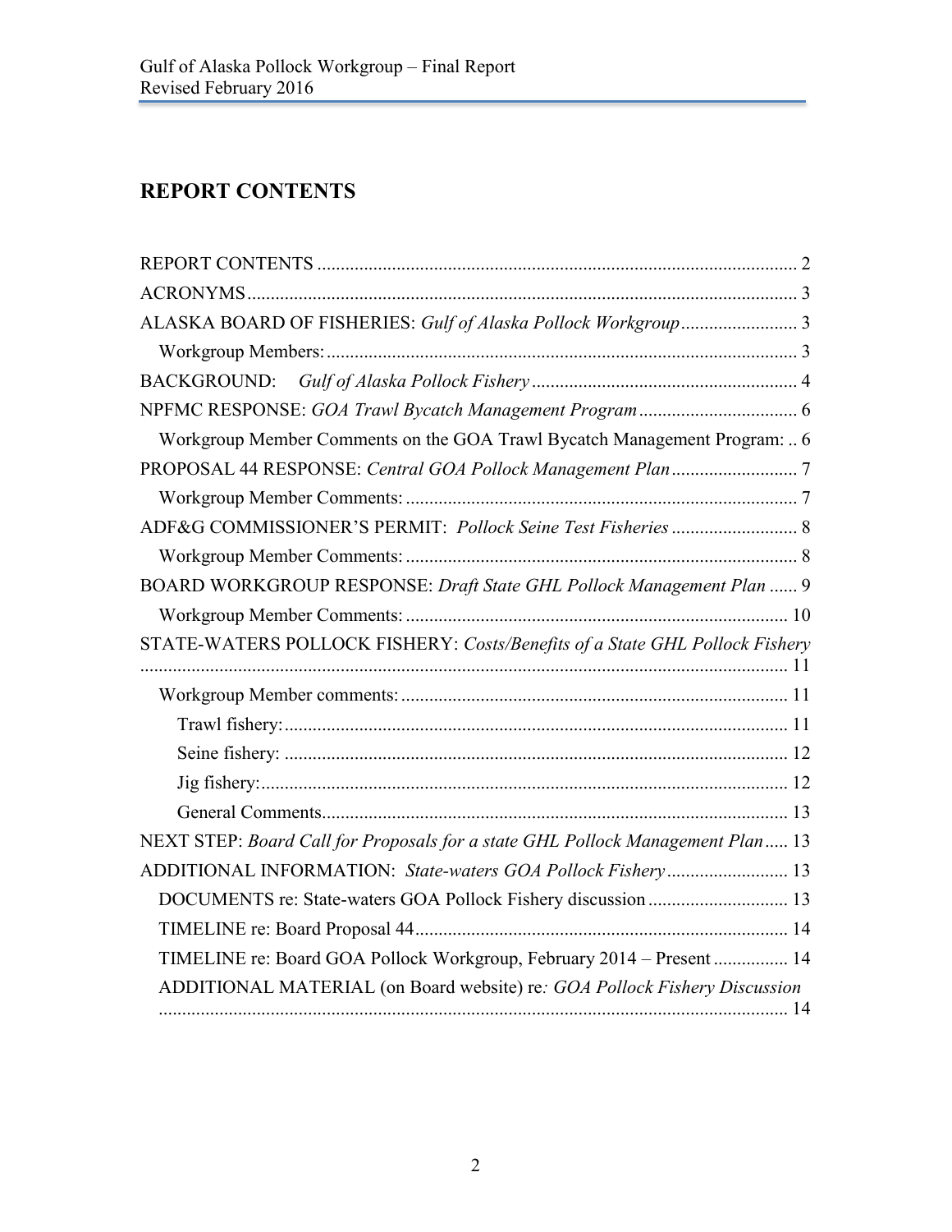# REPORT CONTENTS

REPORT CONTENTS ........................................................................................................ 2
ACRONYMS..................................................................................................................... 3
ALASKA BOARD OF FISHERIES: *Gulf of Alaska Pollock Workgroup* ......................... 3
  Workgroup Members: .................................................................................................... 3
BACKGROUND: *Gulf of Alaska Pollock Fishery* ......................................................... 4
NPFMC RESPONSE: *GOA Trawl Bycatch Management Program* .................................. 6
  Workgroup Member Comments on the GOA Trawl Bycatch Management Program: .. 6
PROPOSAL 44 RESPONSE: *Central GOA Pollock Management Plan* ........................... 7
  Workgroup Member Comments: ................................................................................... 7
ADF&G COMMISSIONER'S PERMIT: *Pollock Seine Test Fisheries* ........................... 8
  Workgroup Member Comments: ................................................................................... 8
BOARD WORKGROUP RESPONSE: *Draft State GHL Pollock Management Plan* ...... 9
  Workgroup Member Comments: ................................................................................. 10
STATE-WATERS POLLOCK FISHERY: *Costs/Benefits of a State GHL Pollock Fishery* ......................................................................................................................... 11
  Workgroup Member comments: .................................................................................. 11
    Trawl fishery: ........................................................................................................... 11
    Seine fishery: ........................................................................................................... 12
    Jig fishery: ................................................................................................................ 12
    General Comments ................................................................................................... 13
NEXT STEP: *Board Call for Proposals for a state GHL Pollock Management Plan* ..... 13
ADDITIONAL INFORMATION: *State-waters GOA Pollock Fishery* .......................... 13
  DOCUMENTS re: State-waters GOA Pollock Fishery discussion .............................. 13
  TIMELINE re: Board Proposal 44 ............................................................................... 14
  TIMELINE re: Board GOA Pollock Workgroup, February 2014 – Present ................ 14
  ADDITIONAL MATERIAL (on Board website) re*: GOA Pollock Fishery Discussion* ...................................................................................................................... 14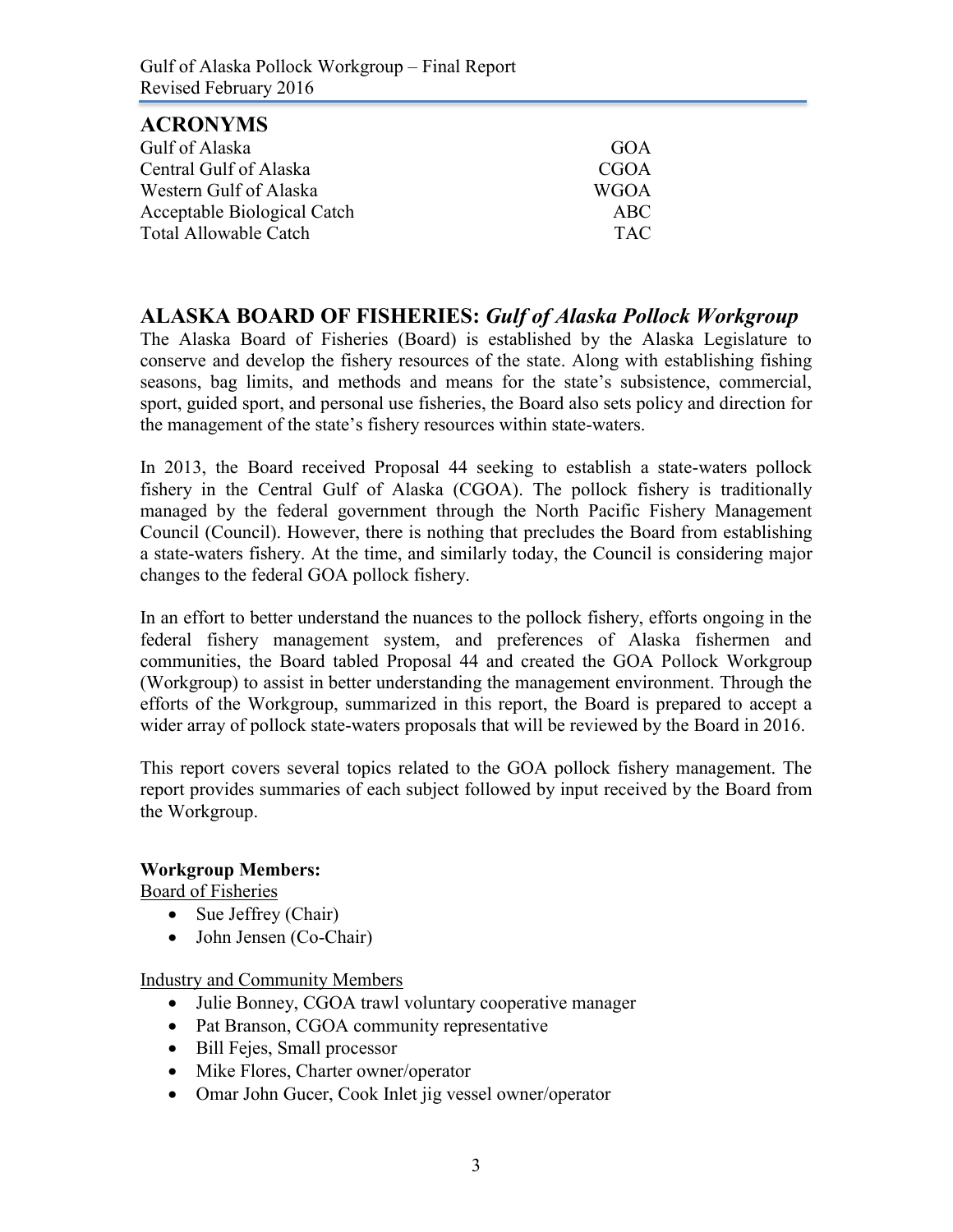## ACRONYMS

| | |
|---|---|
| Gulf of Alaska | GOA |
| Central Gulf of Alaska | CGOA |
| Western Gulf of Alaska | WGOA |
| Acceptable Biological Catch | ABC |
| Total Allowable Catch | TAC |

## ALASKA BOARD OF FISHERIES: *Gulf of Alaska Pollock Workgroup*

The Alaska Board of Fisheries (Board) is established by the Alaska Legislature to conserve and develop the fishery resources of the state. Along with establishing fishing seasons, bag limits, and methods and means for the state's subsistence, commercial, sport, guided sport, and personal use fisheries, the Board also sets policy and direction for the management of the state's fishery resources within state-waters.

In 2013, the Board received Proposal 44 seeking to establish a state-waters pollock fishery in the Central Gulf of Alaska (CGOA). The pollock fishery is traditionally managed by the federal government through the North Pacific Fishery Management Council (Council). However, there is nothing that precludes the Board from establishing a state-waters fishery. At the time, and similarly today, the Council is considering major changes to the federal GOA pollock fishery.

In an effort to better understand the nuances to the pollock fishery, efforts ongoing in the federal fishery management system, and preferences of Alaska fishermen and communities, the Board tabled Proposal 44 and created the GOA Pollock Workgroup (Workgroup) to assist in better understanding the management environment. Through the efforts of the Workgroup, summarized in this report, the Board is prepared to accept a wider array of pollock state-waters proposals that will be reviewed by the Board in 2016.

This report covers several topics related to the GOA pollock fishery management. The report provides summaries of each subject followed by input received by the Board from the Workgroup.

**Workgroup Members:**

Board of Fisheries

- Sue Jeffrey (Chair)
- John Jensen (Co-Chair)

Industry and Community Members

- Julie Bonney, CGOA trawl voluntary cooperative manager
- Pat Branson, CGOA community representative
- Bill Fejes, Small processor
- Mike Flores, Charter owner/operator
- Omar John Gucer, Cook Inlet jig vessel owner/operator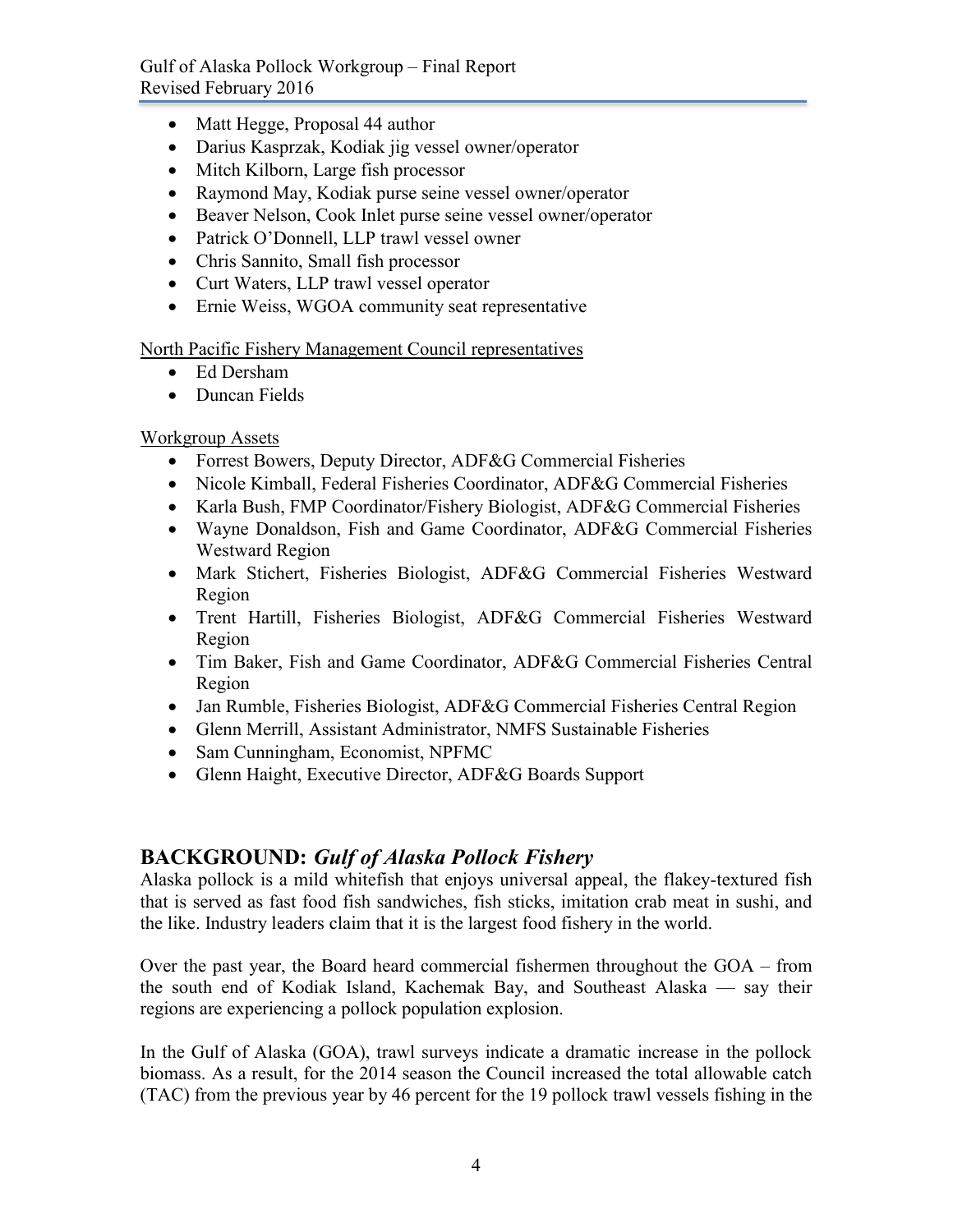- Matt Hegge, Proposal 44 author
- Darius Kasprzak, Kodiak jig vessel owner/operator
- Mitch Kilborn, Large fish processor
- Raymond May, Kodiak purse seine vessel owner/operator
- Beaver Nelson, Cook Inlet purse seine vessel owner/operator
- Patrick O'Donnell, LLP trawl vessel owner
- Chris Sannito, Small fish processor
- Curt Waters, LLP trawl vessel operator
- Ernie Weiss, WGOA community seat representative

North Pacific Fishery Management Council representatives

- Ed Dersham
- Duncan Fields

Workgroup Assets

- Forrest Bowers, Deputy Director, ADF&G Commercial Fisheries
- Nicole Kimball, Federal Fisheries Coordinator, ADF&G Commercial Fisheries
- Karla Bush, FMP Coordinator/Fishery Biologist, ADF&G Commercial Fisheries
- Wayne Donaldson, Fish and Game Coordinator, ADF&G Commercial Fisheries Westward Region
- Mark Stichert, Fisheries Biologist, ADF&G Commercial Fisheries Westward Region
- Trent Hartill, Fisheries Biologist, ADF&G Commercial Fisheries Westward Region
- Tim Baker, Fish and Game Coordinator, ADF&G Commercial Fisheries Central Region
- Jan Rumble, Fisheries Biologist, ADF&G Commercial Fisheries Central Region
- Glenn Merrill, Assistant Administrator, NMFS Sustainable Fisheries
- Sam Cunningham, Economist, NPFMC
- Glenn Haight, Executive Director, ADF&G Boards Support

## BACKGROUND: *Gulf of Alaska Pollock Fishery*

Alaska pollock is a mild whitefish that enjoys universal appeal, the flakey-textured fish that is served as fast food fish sandwiches, fish sticks, imitation crab meat in sushi, and the like. Industry leaders claim that it is the largest food fishery in the world.

Over the past year, the Board heard commercial fishermen throughout the GOA – from the south end of Kodiak Island, Kachemak Bay, and Southeast Alaska — say their regions are experiencing a pollock population explosion.

In the Gulf of Alaska (GOA), trawl surveys indicate a dramatic increase in the pollock biomass. As a result, for the 2014 season the Council increased the total allowable catch (TAC) from the previous year by 46 percent for the 19 pollock trawl vessels fishing in the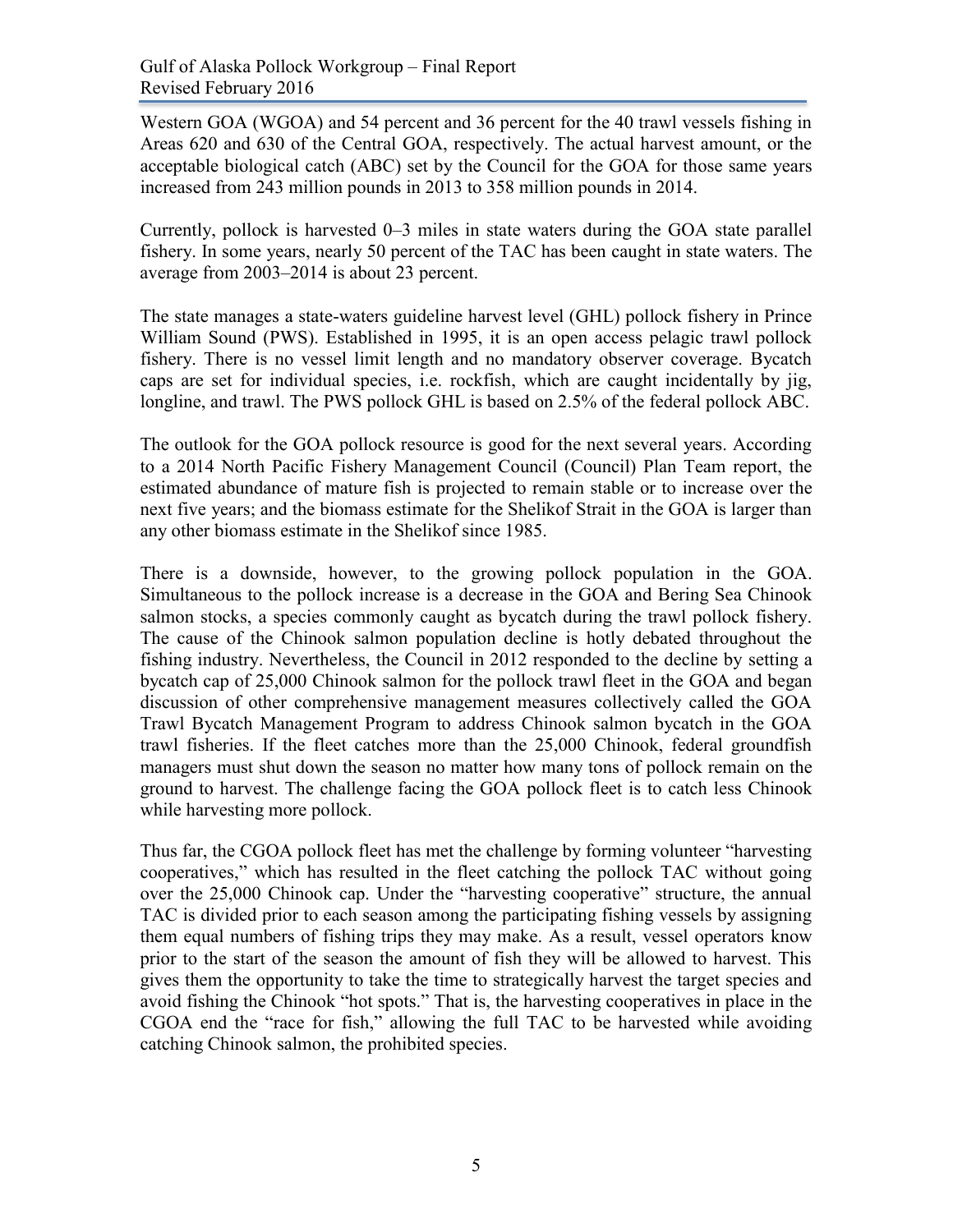Western GOA (WGOA) and 54 percent and 36 percent for the 40 trawl vessels fishing in Areas 620 and 630 of the Central GOA, respectively. The actual harvest amount, or the acceptable biological catch (ABC) set by the Council for the GOA for those same years increased from 243 million pounds in 2013 to 358 million pounds in 2014.

Currently, pollock is harvested 0–3 miles in state waters during the GOA state parallel fishery. In some years, nearly 50 percent of the TAC has been caught in state waters. The average from 2003–2014 is about 23 percent.

The state manages a state-waters guideline harvest level (GHL) pollock fishery in Prince William Sound (PWS). Established in 1995, it is an open access pelagic trawl pollock fishery. There is no vessel limit length and no mandatory observer coverage. Bycatch caps are set for individual species, i.e. rockfish, which are caught incidentally by jig, longline, and trawl. The PWS pollock GHL is based on 2.5% of the federal pollock ABC.

The outlook for the GOA pollock resource is good for the next several years. According to a 2014 North Pacific Fishery Management Council (Council) Plan Team report, the estimated abundance of mature fish is projected to remain stable or to increase over the next five years; and the biomass estimate for the Shelikof Strait in the GOA is larger than any other biomass estimate in the Shelikof since 1985.

There is a downside, however, to the growing pollock population in the GOA. Simultaneous to the pollock increase is a decrease in the GOA and Bering Sea Chinook salmon stocks, a species commonly caught as bycatch during the trawl pollock fishery. The cause of the Chinook salmon population decline is hotly debated throughout the fishing industry. Nevertheless, the Council in 2012 responded to the decline by setting a bycatch cap of 25,000 Chinook salmon for the pollock trawl fleet in the GOA and began discussion of other comprehensive management measures collectively called the GOA Trawl Bycatch Management Program to address Chinook salmon bycatch in the GOA trawl fisheries. If the fleet catches more than the 25,000 Chinook, federal groundfish managers must shut down the season no matter how many tons of pollock remain on the ground to harvest. The challenge facing the GOA pollock fleet is to catch less Chinook while harvesting more pollock.

Thus far, the CGOA pollock fleet has met the challenge by forming volunteer "harvesting cooperatives," which has resulted in the fleet catching the pollock TAC without going over the 25,000 Chinook cap. Under the "harvesting cooperative" structure, the annual TAC is divided prior to each season among the participating fishing vessels by assigning them equal numbers of fishing trips they may make. As a result, vessel operators know prior to the start of the season the amount of fish they will be allowed to harvest. This gives them the opportunity to take the time to strategically harvest the target species and avoid fishing the Chinook "hot spots." That is, the harvesting cooperatives in place in the CGOA end the "race for fish," allowing the full TAC to be harvested while avoiding catching Chinook salmon, the prohibited species.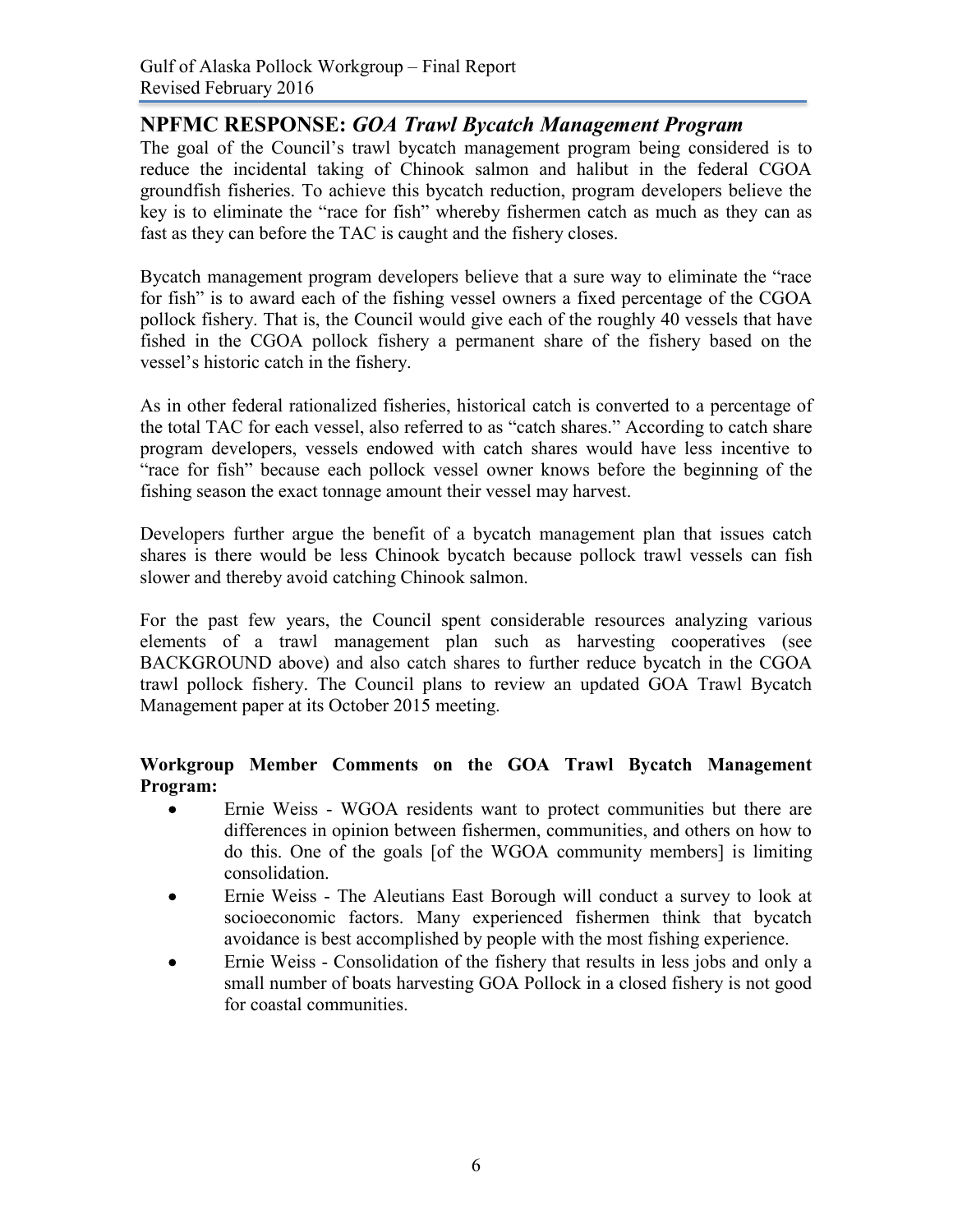## NPFMC RESPONSE: *GOA Trawl Bycatch Management Program*

The goal of the Council's trawl bycatch management program being considered is to reduce the incidental taking of Chinook salmon and halibut in the federal CGOA groundfish fisheries. To achieve this bycatch reduction, program developers believe the key is to eliminate the "race for fish" whereby fishermen catch as much as they can as fast as they can before the TAC is caught and the fishery closes.

Bycatch management program developers believe that a sure way to eliminate the "race for fish" is to award each of the fishing vessel owners a fixed percentage of the CGOA pollock fishery. That is, the Council would give each of the roughly 40 vessels that have fished in the CGOA pollock fishery a permanent share of the fishery based on the vessel's historic catch in the fishery.

As in other federal rationalized fisheries, historical catch is converted to a percentage of the total TAC for each vessel, also referred to as "catch shares." According to catch share program developers, vessels endowed with catch shares would have less incentive to "race for fish" because each pollock vessel owner knows before the beginning of the fishing season the exact tonnage amount their vessel may harvest.

Developers further argue the benefit of a bycatch management plan that issues catch shares is there would be less Chinook bycatch because pollock trawl vessels can fish slower and thereby avoid catching Chinook salmon.

For the past few years, the Council spent considerable resources analyzing various elements of a trawl management plan such as harvesting cooperatives (see BACKGROUND above) and also catch shares to further reduce bycatch in the CGOA trawl pollock fishery. The Council plans to review an updated GOA Trawl Bycatch Management paper at its October 2015 meeting.

**Workgroup Member Comments on the GOA Trawl Bycatch Management Program:**

- Ernie Weiss - WGOA residents want to protect communities but there are differences in opinion between fishermen, communities, and others on how to do this. One of the goals [of the WGOA community members] is limiting consolidation.
- Ernie Weiss - The Aleutians East Borough will conduct a survey to look at socioeconomic factors. Many experienced fishermen think that bycatch avoidance is best accomplished by people with the most fishing experience.
- Ernie Weiss - Consolidation of the fishery that results in less jobs and only a small number of boats harvesting GOA Pollock in a closed fishery is not good for coastal communities.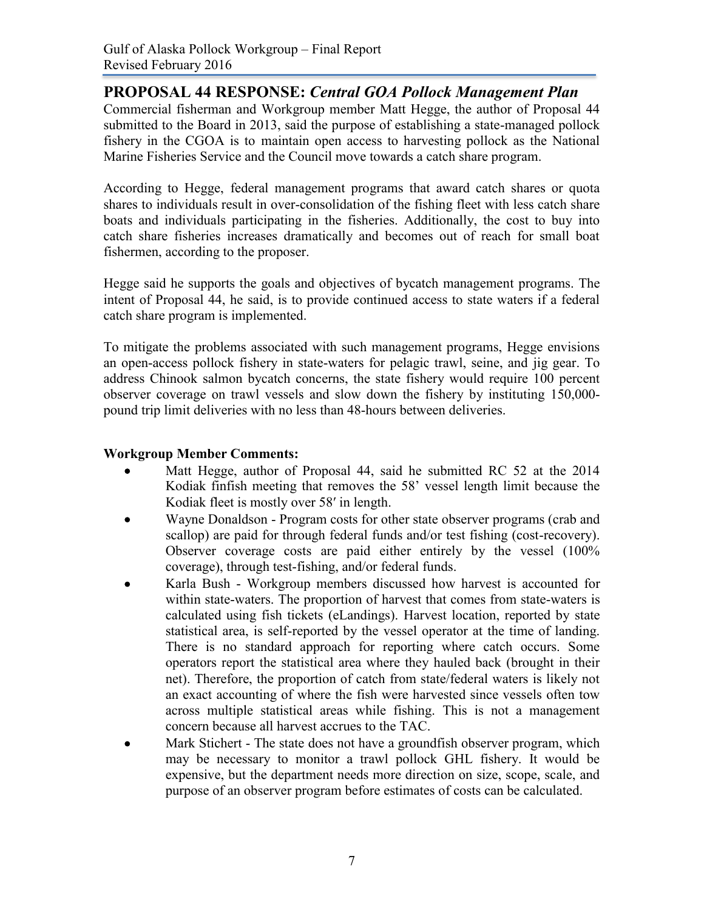## PROPOSAL 44 RESPONSE: *Central GOA Pollock Management Plan*

Commercial fisherman and Workgroup member Matt Hegge, the author of Proposal 44 submitted to the Board in 2013, said the purpose of establishing a state-managed pollock fishery in the CGOA is to maintain open access to harvesting pollock as the National Marine Fisheries Service and the Council move towards a catch share program.

According to Hegge, federal management programs that award catch shares or quota shares to individuals result in over-consolidation of the fishing fleet with less catch share boats and individuals participating in the fisheries. Additionally, the cost to buy into catch share fisheries increases dramatically and becomes out of reach for small boat fishermen, according to the proposer.

Hegge said he supports the goals and objectives of bycatch management programs. The intent of Proposal 44, he said, is to provide continued access to state waters if a federal catch share program is implemented.

To mitigate the problems associated with such management programs, Hegge envisions an open-access pollock fishery in state-waters for pelagic trawl, seine, and jig gear. To address Chinook salmon bycatch concerns, the state fishery would require 100 percent observer coverage on trawl vessels and slow down the fishery by instituting 150,000-pound trip limit deliveries with no less than 48-hours between deliveries.

**Workgroup Member Comments:**

- Matt Hegge, author of Proposal 44, said he submitted RC 52 at the 2014 Kodiak finfish meeting that removes the 58' vessel length limit because the Kodiak fleet is mostly over 58′ in length.
- Wayne Donaldson - Program costs for other state observer programs (crab and scallop) are paid for through federal funds and/or test fishing (cost-recovery). Observer coverage costs are paid either entirely by the vessel (100% coverage), through test-fishing, and/or federal funds.
- Karla Bush - Workgroup members discussed how harvest is accounted for within state-waters. The proportion of harvest that comes from state-waters is calculated using fish tickets (eLandings). Harvest location, reported by state statistical area, is self-reported by the vessel operator at the time of landing. There is no standard approach for reporting where catch occurs. Some operators report the statistical area where they hauled back (brought in their net). Therefore, the proportion of catch from state/federal waters is likely not an exact accounting of where the fish were harvested since vessels often tow across multiple statistical areas while fishing. This is not a management concern because all harvest accrues to the TAC.
- Mark Stichert - The state does not have a groundfish observer program, which may be necessary to monitor a trawl pollock GHL fishery. It would be expensive, but the department needs more direction on size, scope, scale, and purpose of an observer program before estimates of costs can be calculated.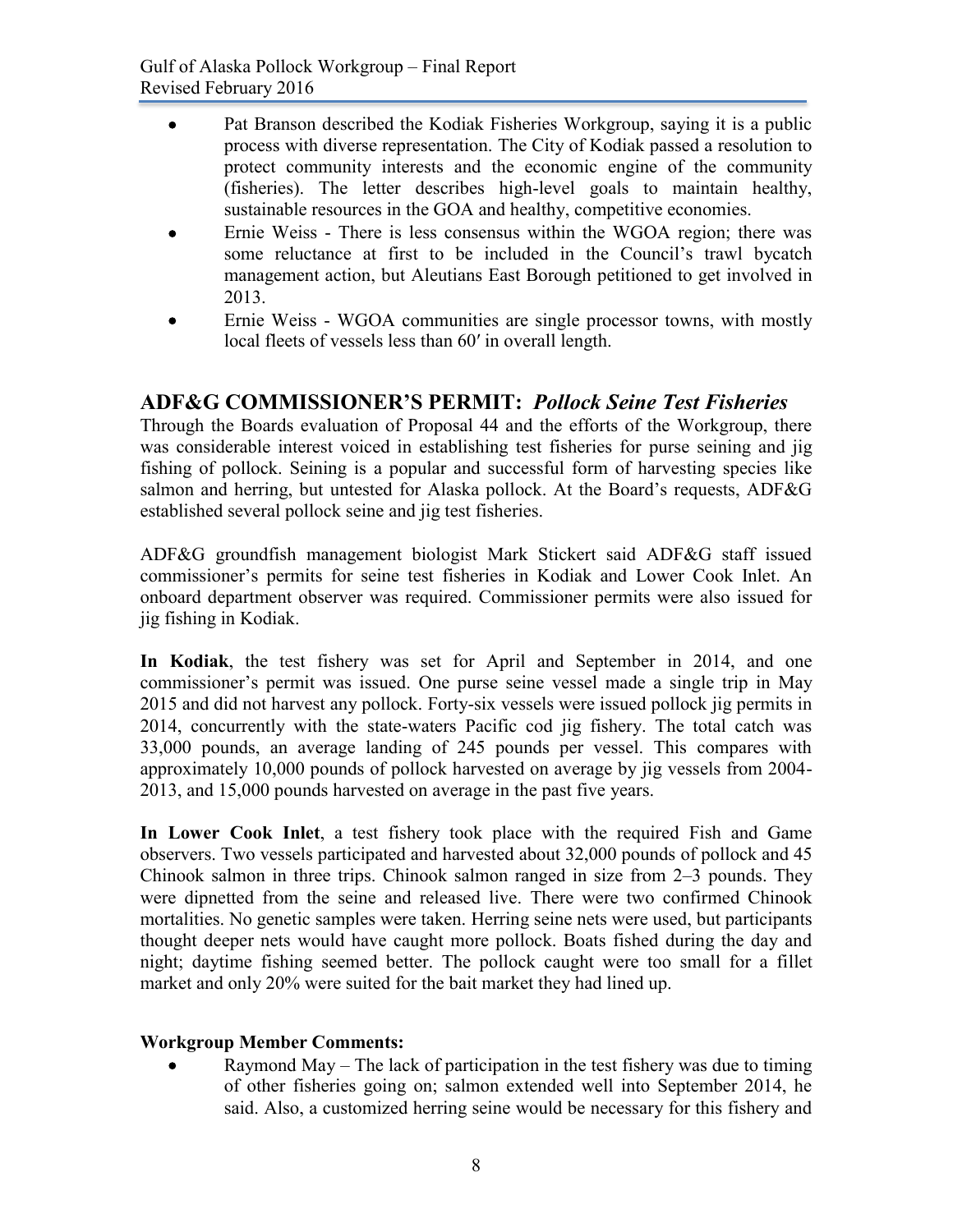- Pat Branson described the Kodiak Fisheries Workgroup, saying it is a public process with diverse representation. The City of Kodiak passed a resolution to protect community interests and the economic engine of the community (fisheries). The letter describes high-level goals to maintain healthy, sustainable resources in the GOA and healthy, competitive economies.
- Ernie Weiss - There is less consensus within the WGOA region; there was some reluctance at first to be included in the Council's trawl bycatch management action, but Aleutians East Borough petitioned to get involved in 2013.
- Ernie Weiss - WGOA communities are single processor towns, with mostly local fleets of vessels less than 60′ in overall length.

## ADF&G COMMISSIONER'S PERMIT: *Pollock Seine Test Fisheries*

Through the Boards evaluation of Proposal 44 and the efforts of the Workgroup, there was considerable interest voiced in establishing test fisheries for purse seining and jig fishing of pollock. Seining is a popular and successful form of harvesting species like salmon and herring, but untested for Alaska pollock. At the Board's requests, ADF&G established several pollock seine and jig test fisheries.

ADF&G groundfish management biologist Mark Stickert said ADF&G staff issued commissioner's permits for seine test fisheries in Kodiak and Lower Cook Inlet. An onboard department observer was required. Commissioner permits were also issued for jig fishing in Kodiak.

**In Kodiak**, the test fishery was set for April and September in 2014, and one commissioner's permit was issued. One purse seine vessel made a single trip in May 2015 and did not harvest any pollock. Forty-six vessels were issued pollock jig permits in 2014, concurrently with the state-waters Pacific cod jig fishery. The total catch was 33,000 pounds, an average landing of 245 pounds per vessel. This compares with approximately 10,000 pounds of pollock harvested on average by jig vessels from 2004-2013, and 15,000 pounds harvested on average in the past five years.

**In Lower Cook Inlet**, a test fishery took place with the required Fish and Game observers. Two vessels participated and harvested about 32,000 pounds of pollock and 45 Chinook salmon in three trips. Chinook salmon ranged in size from 2–3 pounds. They were dipnetted from the seine and released live. There were two confirmed Chinook mortalities. No genetic samples were taken. Herring seine nets were used, but participants thought deeper nets would have caught more pollock. Boats fished during the day and night; daytime fishing seemed better. The pollock caught were too small for a fillet market and only 20% were suited for the bait market they had lined up.

**Workgroup Member Comments:**

- Raymond May – The lack of participation in the test fishery was due to timing of other fisheries going on; salmon extended well into September 2014, he said. Also, a customized herring seine would be necessary for this fishery and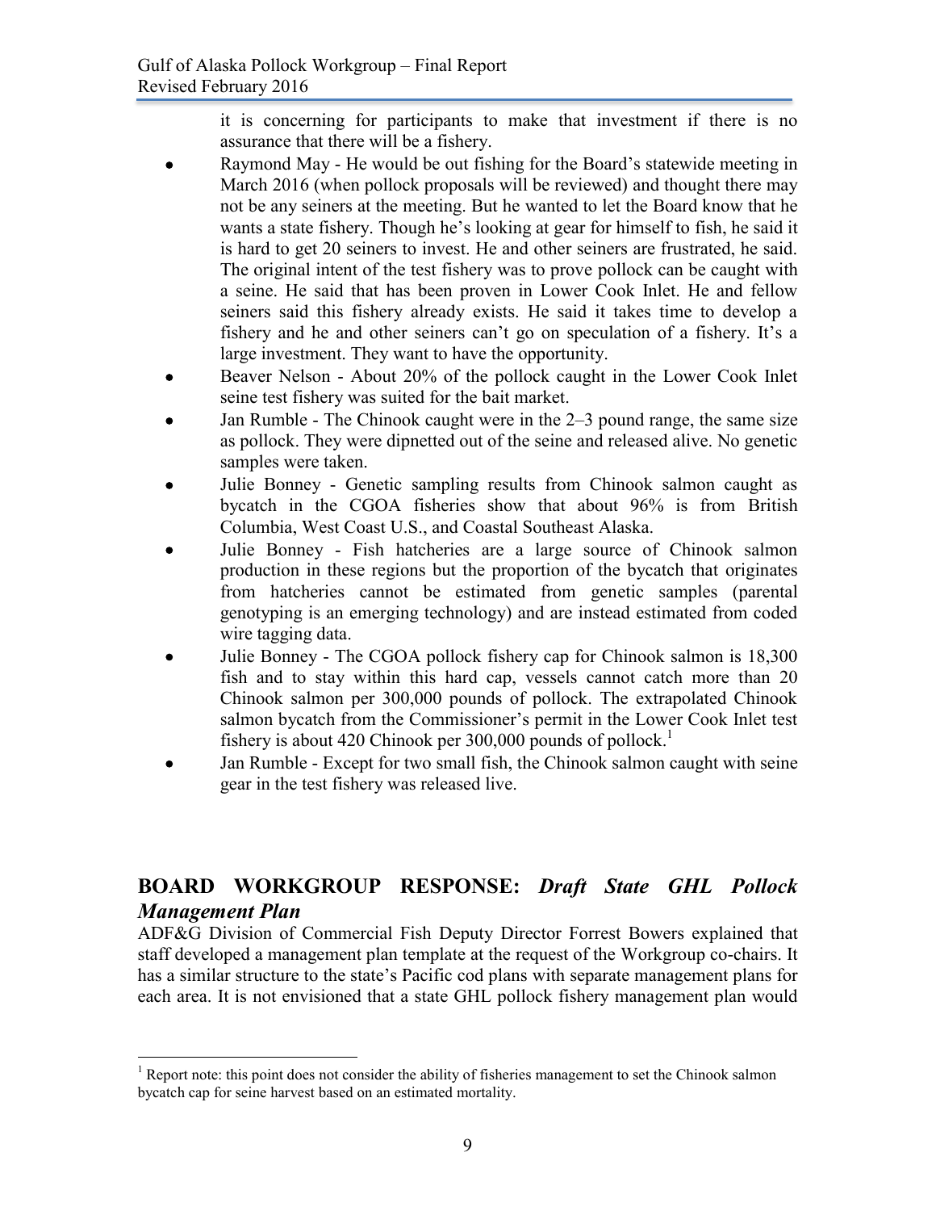it is concerning for participants to make that investment if there is no assurance that there will be a fishery.

- Raymond May - He would be out fishing for the Board's statewide meeting in March 2016 (when pollock proposals will be reviewed) and thought there may not be any seiners at the meeting. But he wanted to let the Board know that he wants a state fishery. Though he's looking at gear for himself to fish, he said it is hard to get 20 seiners to invest. He and other seiners are frustrated, he said. The original intent of the test fishery was to prove pollock can be caught with a seine. He said that has been proven in Lower Cook Inlet. He and fellow seiners said this fishery already exists. He said it takes time to develop a fishery and he and other seiners can't go on speculation of a fishery. It's a large investment. They want to have the opportunity.
- Beaver Nelson - About 20% of the pollock caught in the Lower Cook Inlet seine test fishery was suited for the bait market.
- Jan Rumble - The Chinook caught were in the 2–3 pound range, the same size as pollock. They were dipnetted out of the seine and released alive. No genetic samples were taken.
- Julie Bonney - Genetic sampling results from Chinook salmon caught as bycatch in the CGOA fisheries show that about 96% is from British Columbia, West Coast U.S., and Coastal Southeast Alaska.
- Julie Bonney - Fish hatcheries are a large source of Chinook salmon production in these regions but the proportion of the bycatch that originates from hatcheries cannot be estimated from genetic samples (parental genotyping is an emerging technology) and are instead estimated from coded wire tagging data.
- Julie Bonney - The CGOA pollock fishery cap for Chinook salmon is 18,300 fish and to stay within this hard cap, vessels cannot catch more than 20 Chinook salmon per 300,000 pounds of pollock. The extrapolated Chinook salmon bycatch from the Commissioner's permit in the Lower Cook Inlet test fishery is about 420 Chinook per 300,000 pounds of pollock.[1]
- Jan Rumble - Except for two small fish, the Chinook salmon caught with seine gear in the test fishery was released live.

## BOARD WORKGROUP RESPONSE: *Draft State GHL Pollock Management Plan*

ADF&G Division of Commercial Fish Deputy Director Forrest Bowers explained that staff developed a management plan template at the request of the Workgroup co-chairs. It has a similar structure to the state's Pacific cod plans with separate management plans for each area. It is not envisioned that a state GHL pollock fishery management plan would

[1] Report note: this point does not consider the ability of fisheries management to set the Chinook salmon bycatch cap for seine harvest based on an estimated mortality.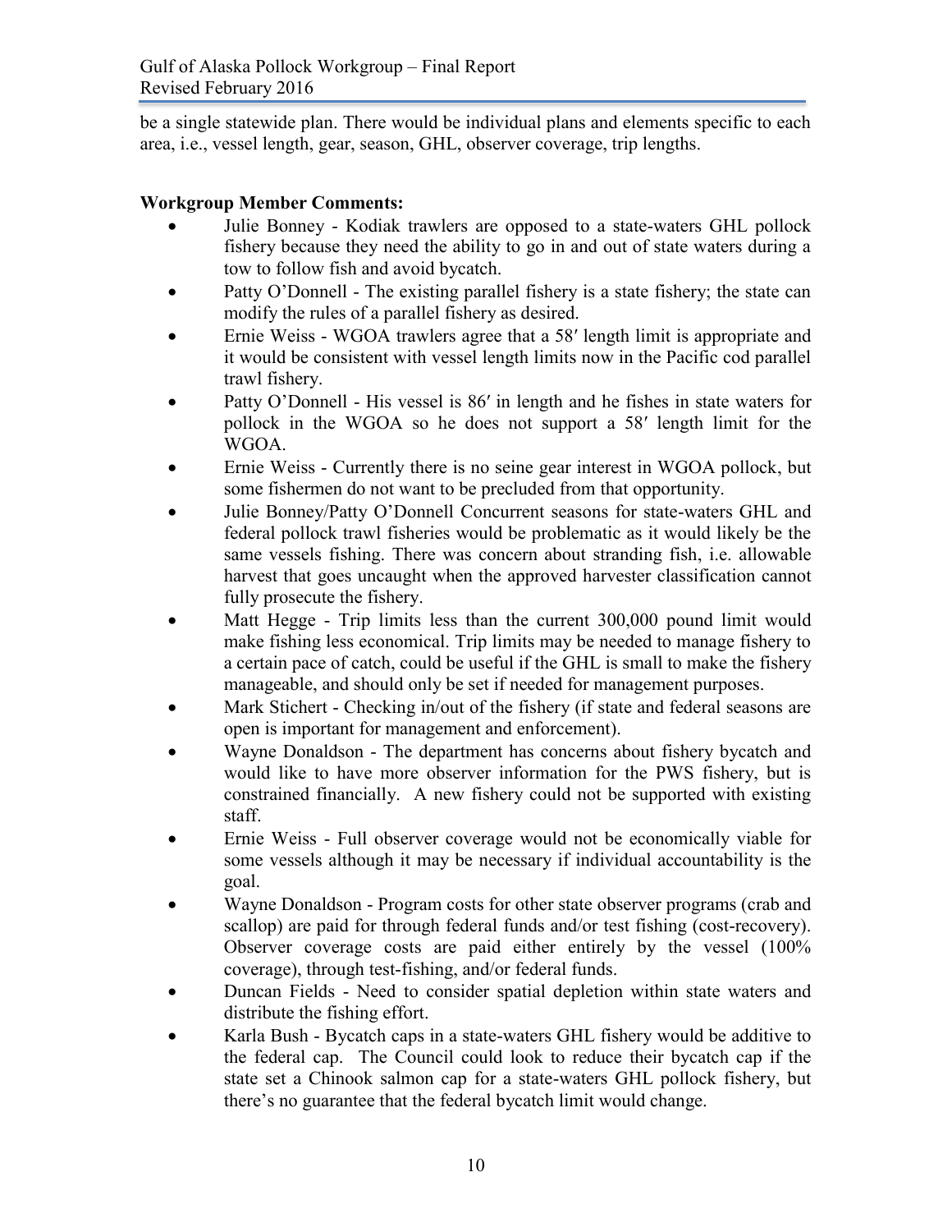be a single statewide plan. There would be individual plans and elements specific to each area, i.e., vessel length, gear, season, GHL, observer coverage, trip lengths.

**Workgroup Member Comments:**

- Julie Bonney - Kodiak trawlers are opposed to a state-waters GHL pollock fishery because they need the ability to go in and out of state waters during a tow to follow fish and avoid bycatch.
- Patty O'Donnell - The existing parallel fishery is a state fishery; the state can modify the rules of a parallel fishery as desired.
- Ernie Weiss - WGOA trawlers agree that a 58′ length limit is appropriate and it would be consistent with vessel length limits now in the Pacific cod parallel trawl fishery.
- Patty O'Donnell - His vessel is 86′ in length and he fishes in state waters for pollock in the WGOA so he does not support a 58′ length limit for the WGOA.
- Ernie Weiss - Currently there is no seine gear interest in WGOA pollock, but some fishermen do not want to be precluded from that opportunity.
- Julie Bonney/Patty O'Donnell Concurrent seasons for state-waters GHL and federal pollock trawl fisheries would be problematic as it would likely be the same vessels fishing. There was concern about stranding fish, i.e. allowable harvest that goes uncaught when the approved harvester classification cannot fully prosecute the fishery.
- Matt Hegge - Trip limits less than the current 300,000 pound limit would make fishing less economical. Trip limits may be needed to manage fishery to a certain pace of catch, could be useful if the GHL is small to make the fishery manageable, and should only be set if needed for management purposes.
- Mark Stichert - Checking in/out of the fishery (if state and federal seasons are open is important for management and enforcement).
- Wayne Donaldson - The department has concerns about fishery bycatch and would like to have more observer information for the PWS fishery, but is constrained financially. A new fishery could not be supported with existing staff.
- Ernie Weiss - Full observer coverage would not be economically viable for some vessels although it may be necessary if individual accountability is the goal.
- Wayne Donaldson - Program costs for other state observer programs (crab and scallop) are paid for through federal funds and/or test fishing (cost-recovery). Observer coverage costs are paid either entirely by the vessel (100% coverage), through test-fishing, and/or federal funds.
- Duncan Fields - Need to consider spatial depletion within state waters and distribute the fishing effort.
- Karla Bush - Bycatch caps in a state-waters GHL fishery would be additive to the federal cap. The Council could look to reduce their bycatch cap if the state set a Chinook salmon cap for a state-waters GHL pollock fishery, but there's no guarantee that the federal bycatch limit would change.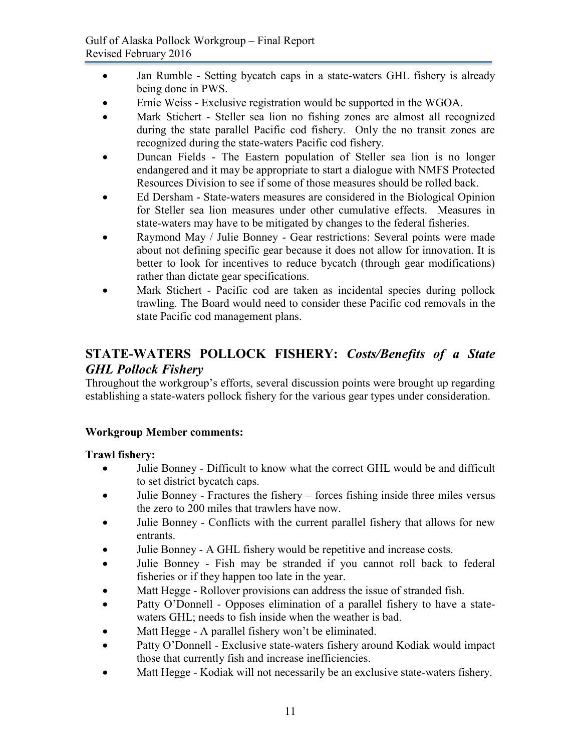- Jan Rumble - Setting bycatch caps in a state-waters GHL fishery is already being done in PWS.
- Ernie Weiss - Exclusive registration would be supported in the WGOA.
- Mark Stichert - Steller sea lion no fishing zones are almost all recognized during the state parallel Pacific cod fishery. Only the no transit zones are recognized during the state-waters Pacific cod fishery.
- Duncan Fields - The Eastern population of Steller sea lion is no longer endangered and it may be appropriate to start a dialogue with NMFS Protected Resources Division to see if some of those measures should be rolled back.
- Ed Dersham - State-waters measures are considered in the Biological Opinion for Steller sea lion measures under other cumulative effects. Measures in state-waters may have to be mitigated by changes to the federal fisheries.
- Raymond May / Julie Bonney - Gear restrictions: Several points were made about not defining specific gear because it does not allow for innovation. It is better to look for incentives to reduce bycatch (through gear modifications) rather than dictate gear specifications.
- Mark Stichert - Pacific cod are taken as incidental species during pollock trawling. The Board would need to consider these Pacific cod removals in the state Pacific cod management plans.

## STATE-WATERS POLLOCK FISHERY: *Costs/Benefits of a State GHL Pollock Fishery*

Throughout the workgroup's efforts, several discussion points were brought up regarding establishing a state-waters pollock fishery for the various gear types under consideration.

**Workgroup Member comments:**

**Trawl fishery:**

- Julie Bonney - Difficult to know what the correct GHL would be and difficult to set district bycatch caps.
- Julie Bonney - Fractures the fishery – forces fishing inside three miles versus the zero to 200 miles that trawlers have now.
- Julie Bonney - Conflicts with the current parallel fishery that allows for new entrants.
- Julie Bonney - A GHL fishery would be repetitive and increase costs.
- Julie Bonney - Fish may be stranded if you cannot roll back to federal fisheries or if they happen too late in the year.
- Matt Hegge - Rollover provisions can address the issue of stranded fish.
- Patty O'Donnell - Opposes elimination of a parallel fishery to have a state-waters GHL; needs to fish inside when the weather is bad.
- Matt Hegge - A parallel fishery won't be eliminated.
- Patty O'Donnell - Exclusive state-waters fishery around Kodiak would impact those that currently fish and increase inefficiencies.
- Matt Hegge - Kodiak will not necessarily be an exclusive state-waters fishery.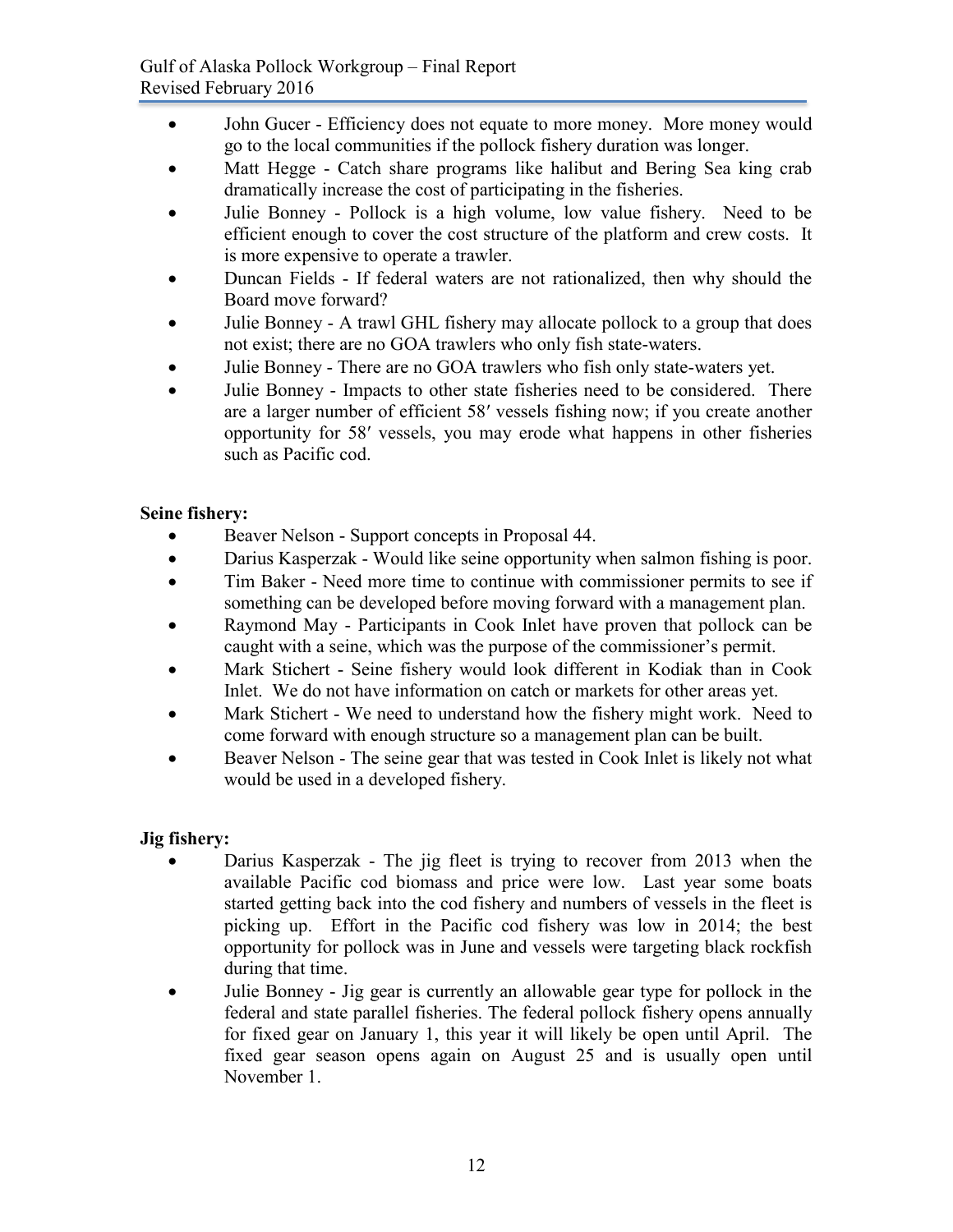- John Gucer - Efficiency does not equate to more money. More money would go to the local communities if the pollock fishery duration was longer.
- Matt Hegge - Catch share programs like halibut and Bering Sea king crab dramatically increase the cost of participating in the fisheries.
- Julie Bonney - Pollock is a high volume, low value fishery. Need to be efficient enough to cover the cost structure of the platform and crew costs. It is more expensive to operate a trawler.
- Duncan Fields - If federal waters are not rationalized, then why should the Board move forward?
- Julie Bonney - A trawl GHL fishery may allocate pollock to a group that does not exist; there are no GOA trawlers who only fish state-waters.
- Julie Bonney - There are no GOA trawlers who fish only state-waters yet.
- Julie Bonney - Impacts to other state fisheries need to be considered. There are a larger number of efficient 58′ vessels fishing now; if you create another opportunity for 58′ vessels, you may erode what happens in other fisheries such as Pacific cod.

**Seine fishery:**

- Beaver Nelson - Support concepts in Proposal 44.
- Darius Kasperzak - Would like seine opportunity when salmon fishing is poor.
- Tim Baker - Need more time to continue with commissioner permits to see if something can be developed before moving forward with a management plan.
- Raymond May - Participants in Cook Inlet have proven that pollock can be caught with a seine, which was the purpose of the commissioner's permit.
- Mark Stichert - Seine fishery would look different in Kodiak than in Cook Inlet. We do not have information on catch or markets for other areas yet.
- Mark Stichert - We need to understand how the fishery might work. Need to come forward with enough structure so a management plan can be built.
- Beaver Nelson - The seine gear that was tested in Cook Inlet is likely not what would be used in a developed fishery.

**Jig fishery:**

- Darius Kasperzak - The jig fleet is trying to recover from 2013 when the available Pacific cod biomass and price were low. Last year some boats started getting back into the cod fishery and numbers of vessels in the fleet is picking up. Effort in the Pacific cod fishery was low in 2014; the best opportunity for pollock was in June and vessels were targeting black rockfish during that time.
- Julie Bonney - Jig gear is currently an allowable gear type for pollock in the federal and state parallel fisheries. The federal pollock fishery opens annually for fixed gear on January 1, this year it will likely be open until April. The fixed gear season opens again on August 25 and is usually open until November 1.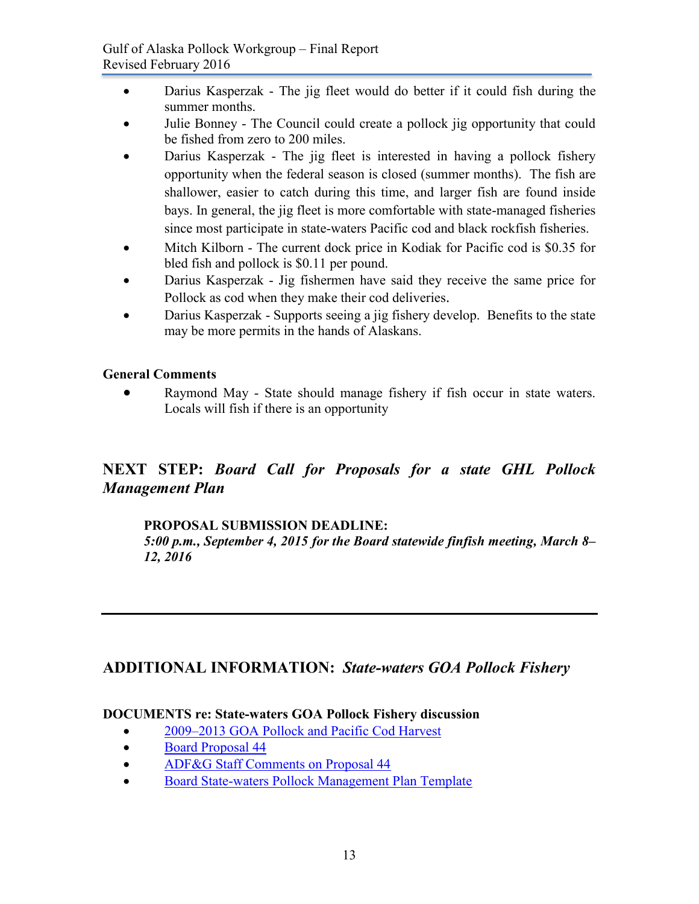- Darius Kasperzak - The jig fleet would do better if it could fish during the summer months.
- Julie Bonney - The Council could create a pollock jig opportunity that could be fished from zero to 200 miles.
- Darius Kasperzak - The jig fleet is interested in having a pollock fishery opportunity when the federal season is closed (summer months). The fish are shallower, easier to catch during this time, and larger fish are found inside bays. In general, the jig fleet is more comfortable with state-managed fisheries since most participate in state-waters Pacific cod and black rockfish fisheries.
- Mitch Kilborn - The current dock price in Kodiak for Pacific cod is $0.35 for bled fish and pollock is $0.11 per pound.
- Darius Kasperzak - Jig fishermen have said they receive the same price for Pollock as cod when they make their cod deliveries.
- Darius Kasperzak - Supports seeing a jig fishery develop. Benefits to the state may be more permits in the hands of Alaskans.

**General Comments**

- Raymond May - State should manage fishery if fish occur in state waters. Locals will fish if there is an opportunity

## NEXT STEP: *Board Call for Proposals for a state GHL Pollock Management Plan*

**PROPOSAL SUBMISSION DEADLINE:**
***5:00 p.m., September 4, 2015 for the Board statewide finfish meeting, March 8–12, 2016***

---

## ADDITIONAL INFORMATION: *State-waters GOA Pollock Fishery*

**DOCUMENTS re: State-waters GOA Pollock Fishery discussion**

- 2009–2013 GOA Pollock and Pacific Cod Harvest
- Board Proposal 44
- ADF&G Staff Comments on Proposal 44
- Board State-waters Pollock Management Plan Template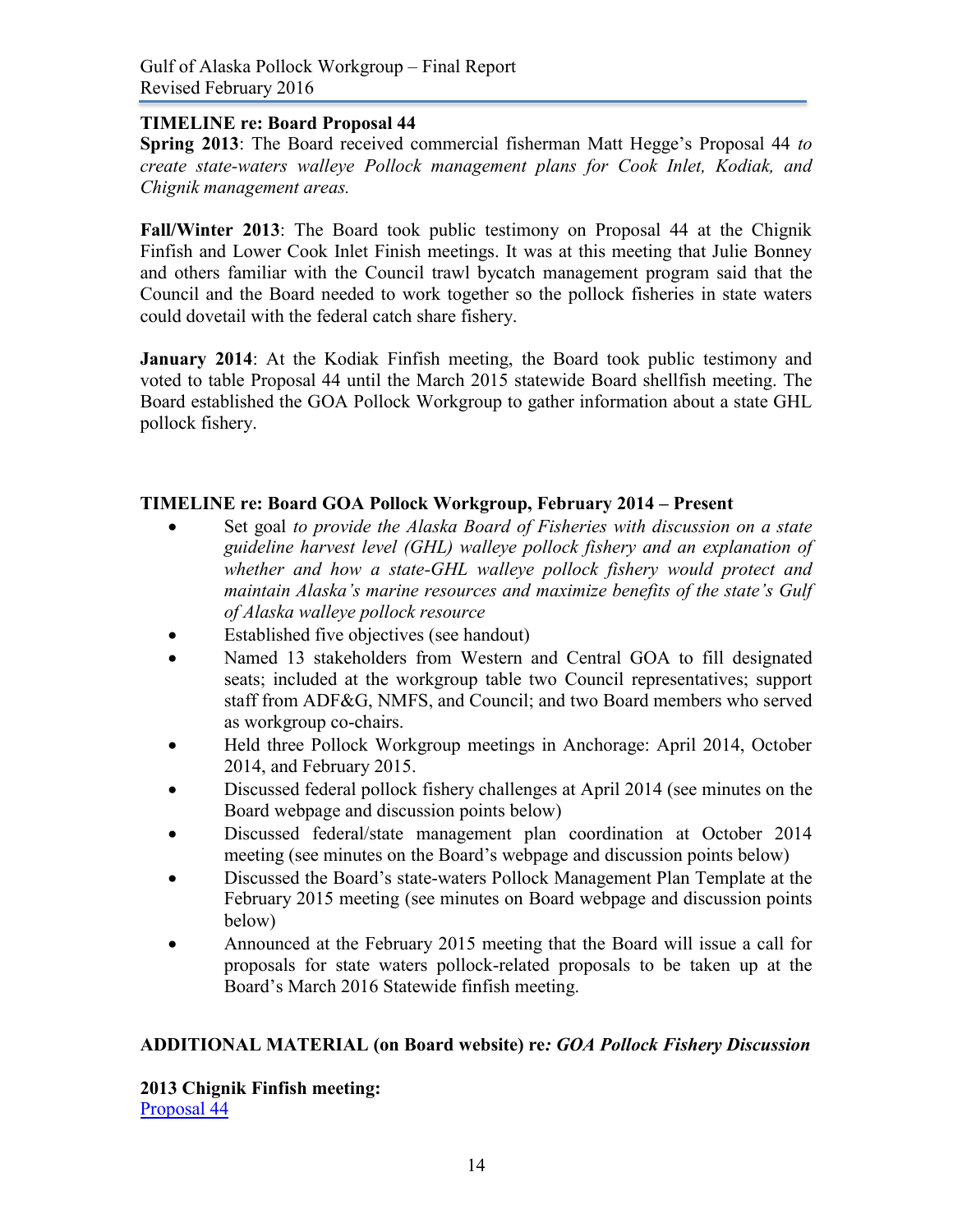**TIMELINE re: Board Proposal 44**

**Spring 2013**: The Board received commercial fisherman Matt Hegge's Proposal 44 *to create state-waters walleye Pollock management plans for Cook Inlet, Kodiak, and Chignik management areas.*

**Fall/Winter 2013**: The Board took public testimony on Proposal 44 at the Chignik Finfish and Lower Cook Inlet Finish meetings. It was at this meeting that Julie Bonney and others familiar with the Council trawl bycatch management program said that the Council and the Board needed to work together so the pollock fisheries in state waters could dovetail with the federal catch share fishery.

**January 2014**: At the Kodiak Finfish meeting, the Board took public testimony and voted to table Proposal 44 until the March 2015 statewide Board shellfish meeting. The Board established the GOA Pollock Workgroup to gather information about a state GHL pollock fishery.

**TIMELINE re: Board GOA Pollock Workgroup, February 2014 – Present**

- Set goal *to provide the Alaska Board of Fisheries with discussion on a state guideline harvest level (GHL) walleye pollock fishery and an explanation of whether and how a state-GHL walleye pollock fishery would protect and maintain Alaska's marine resources and maximize benefits of the state's Gulf of Alaska walleye pollock resource*
- Established five objectives (see handout)
- Named 13 stakeholders from Western and Central GOA to fill designated seats; included at the workgroup table two Council representatives; support staff from ADF&G, NMFS, and Council; and two Board members who served as workgroup co-chairs.
- Held three Pollock Workgroup meetings in Anchorage: April 2014, October 2014, and February 2015.
- Discussed federal pollock fishery challenges at April 2014 (see minutes on the Board webpage and discussion points below)
- Discussed federal/state management plan coordination at October 2014 meeting (see minutes on the Board's webpage and discussion points below)
- Discussed the Board's state-waters Pollock Management Plan Template at the February 2015 meeting (see minutes on Board webpage and discussion points below)
- Announced at the February 2015 meeting that the Board will issue a call for proposals for state waters pollock-related proposals to be taken up at the Board's March 2016 Statewide finfish meeting.

**ADDITIONAL MATERIAL (on Board website) re*: GOA Pollock Fishery Discussion***

**2013 Chignik Finfish meeting:**
Proposal 44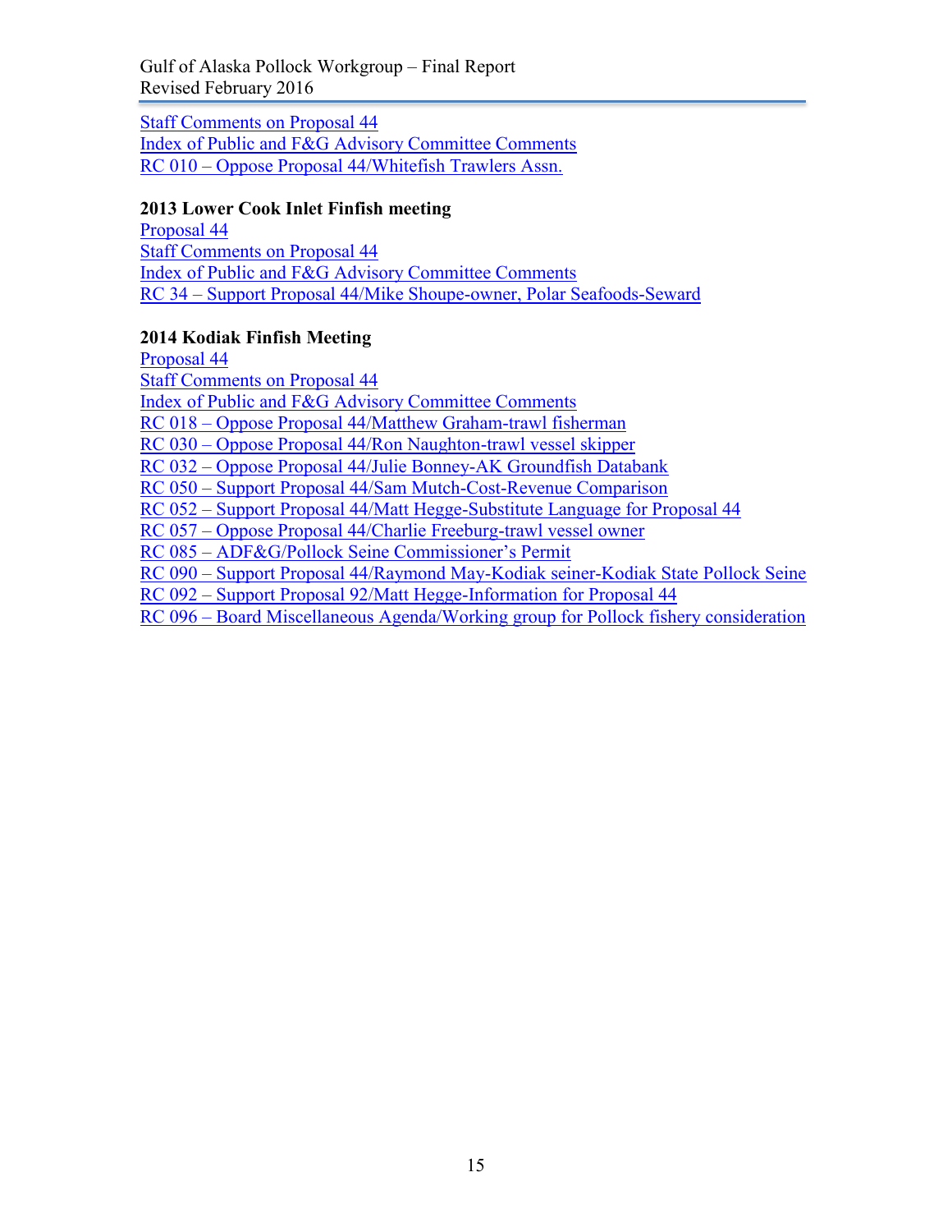[Staff Comments on Proposal 44](#)
[Index of Public and F&G Advisory Committee Comments](#)
[RC 010 – Oppose Proposal 44/Whitefish Trawlers Assn.](#)

**2013 Lower Cook Inlet Finfish meeting**

[Proposal 44](#)
[Staff Comments on Proposal 44](#)
[Index of Public and F&G Advisory Committee Comments](#)
[RC 34 – Support Proposal 44/Mike Shoupe-owner, Polar Seafoods-Seward](#)

**2014 Kodiak Finfish Meeting**

[Proposal 44](#)
[Staff Comments on Proposal 44](#)
[Index of Public and F&G Advisory Committee Comments](#)
[RC 018 – Oppose Proposal 44/Matthew Graham-trawl fisherman](#)
[RC 030 – Oppose Proposal 44/Ron Naughton-trawl vessel skipper](#)
[RC 032 – Oppose Proposal 44/Julie Bonney-AK Groundfish Databank](#)
[RC 050 – Support Proposal 44/Sam Mutch-Cost-Revenue Comparison](#)
[RC 052 – Support Proposal 44/Matt Hegge-Substitute Language for Proposal 44](#)
[RC 057 – Oppose Proposal 44/Charlie Freeburg-trawl vessel owner](#)
[RC 085 – ADF&G/Pollock Seine Commissioner's Permit](#)
[RC 090 – Support Proposal 44/Raymond May-Kodiak seiner-Kodiak State Pollock Seine](#)
[RC 092 – Support Proposal 92/Matt Hegge-Information for Proposal 44](#)
[RC 096 – Board Miscellaneous Agenda/Working group for Pollock fishery consideration](#)